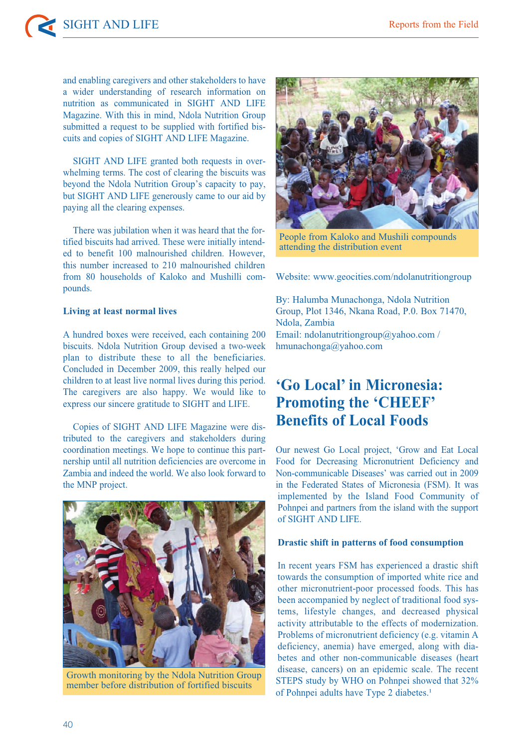and enabling caregivers and other stakeholders to have a wider understanding of research information on nutrition as communicated in SIGHT AND LIFE Magazine. With this in mind, Ndola Nutrition Group submitted a request to be supplied with fortified biscuits and copies of SIGHT AND LIFE Magazine.

SIGHT AND LIFE granted both requests in overwhelming terms. The cost of clearing the biscuits was beyond the Ndola Nutrition Group's capacity to pay, but SIGHT AND LIFE generously came to our aid by paying all the clearing expenses.

There was jubilation when it was heard that the fortified biscuits had arrived. These were initially intended to benefit 100 malnourished children. However, this number increased to 210 malnourished children from 80 households of Kaloko and Mushilli compounds.

### Living at least normal lives

A hundred boxes were received, each containing 200 biscuits. Ndola Nutrition Group devised a two-week plan to distribute these to all the beneficiaries. Concluded in December 2009, this really helped our children to at least live normal lives during this period. The caregivers are also happy. We would like to express our sincere gratitude to SIGHT and LIFE.

Copies of SIGHT AND LIFE Magazine were distributed to the caregivers and stakeholders during coordination meetings. We hope to continue this partnership until all nutrition deficiencies are overcome in Zambia and indeed the world. We also look forward to the MNP project.

Growth monitoring by the Ndola Nutrition Group member before distribution of fortified biscuits

People from Kaloko and Mushili compounds attending the distribution event

Website: www.geocities.com/ndolanutritiongroup

By: Halumba Munachonga, Ndola Nutrition Group, Plot 1346, Nkana Road, P.O. Box 71470, Ndola, Zambia
Email: ndolanutritiongroup@yahoo.com / hmunachonga@yahoo.com

## 'Go Local' in Micronesia: Promoting the 'CHEEF' Benefits of Local Foods

Our newest Go Local project, 'Grow and Eat Local Food for Decreasing Micronutrient Deficiency and Non-communicable Diseases' was carried out in 2009 in the Federated States of Micronesia (FSM). It was implemented by the Island Food Community of Pohnpei and partners from the island with the support of SIGHT AND LIFE.

### Drastic shift in patterns of food consumption

In recent years FSM has experienced a drastic shift towards the consumption of imported white rice and other micronutrient-poor processed foods. This has been accompanied by neglect of traditional food systems, lifestyle changes, and decreased physical activity attributable to the effects of modernization. Problems of micronutrient deficiency (e.g. vitamin A deficiency, anemia) have emerged, along with diabetes and other non-communicable diseases (heart disease, cancers) on an epidemic scale. The recent STEPS study by WHO on Pohnpei showed that 32% of Pohnpei adults have Type 2 diabetes.[1]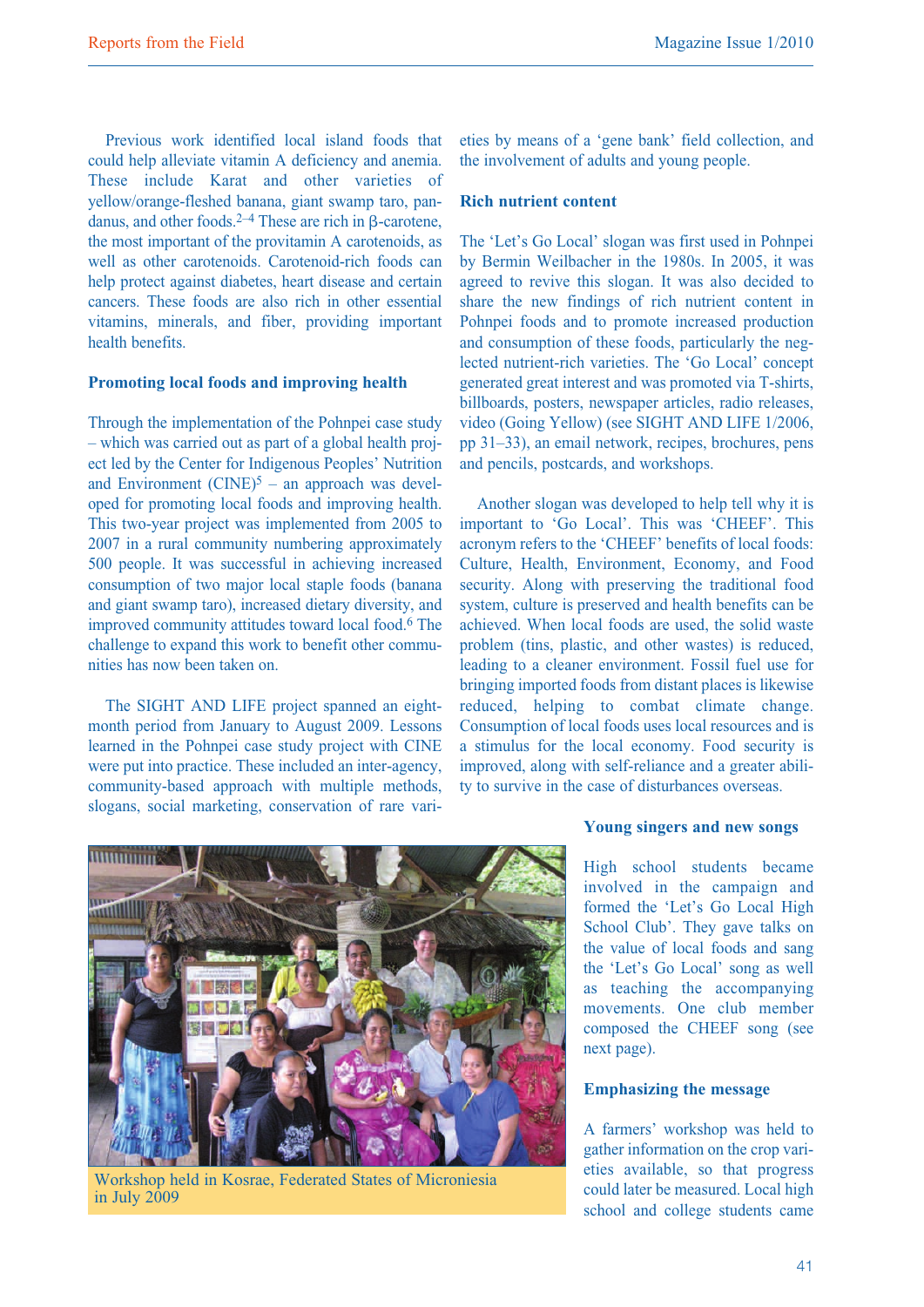Previous work identified local island foods that could help alleviate vitamin A deficiency and anemia. These include Karat and other varieties of yellow/orange-fleshed banana, giant swamp taro, pandanus, and other foods.[2–4] These are rich in β-carotene, the most important of the provitamin A carotenoids, as well as other carotenoids. Carotenoid-rich foods can help protect against diabetes, heart disease and certain cancers. These foods are also rich in other essential vitamins, minerals, and fiber, providing important health benefits.

### Promoting local foods and improving health

Through the implementation of the Pohnpei case study – which was carried out as part of a global health project led by the Center for Indigenous Peoples' Nutrition and Environment (CINE)[5] – an approach was developed for promoting local foods and improving health. This two-year project was implemented from 2005 to 2007 in a rural community numbering approximately 500 people. It was successful in achieving increased consumption of two major local staple foods (banana and giant swamp taro), increased dietary diversity, and improved community attitudes toward local food.[6] The challenge to expand this work to benefit other communities has now been taken on.

The SIGHT AND LIFE project spanned an eight-month period from January to August 2009. Lessons learned in the Pohnpei case study project with CINE were put into practice. These included an inter-agency, community-based approach with multiple methods, slogans, social marketing, conservation of rare varieties by means of a 'gene bank' field collection, and the involvement of adults and young people.

### Rich nutrient content

The 'Let's Go Local' slogan was first used in Pohnpei by Bermin Weilbacher in the 1980s. In 2005, it was agreed to revive this slogan. It was also decided to share the new findings of rich nutrient content in Pohnpei foods and to promote increased production and consumption of these foods, particularly the neglected nutrient-rich varieties. The 'Go Local' concept generated great interest and was promoted via T-shirts, billboards, posters, newspaper articles, radio releases, video (Going Yellow) (see SIGHT AND LIFE 1/2006, pp 31–33), an email network, recipes, brochures, pens and pencils, postcards, and workshops.

Another slogan was developed to help tell why it is important to 'Go Local'. This was 'CHEEF'. This acronym refers to the 'CHEEF' benefits of local foods: Culture, Health, Environment, Economy, and Food security. Along with preserving the traditional food system, culture is preserved and health benefits can be achieved. When local foods are used, the solid waste problem (tins, plastic, and other wastes) is reduced, leading to a cleaner environment. Fossil fuel use for bringing imported foods from distant places is likewise reduced, helping to combat climate change. Consumption of local foods uses local resources and is a stimulus for the local economy. Food security is improved, along with self-reliance and a greater ability to survive in the case of disturbances overseas.

Workshop held in Kosrae, Federated States of Micronesia in July 2009

### Young singers and new songs

High school students became involved in the campaign and formed the 'Let's Go Local High School Club'. They gave talks on the value of local foods and sang the 'Let's Go Local' song as well as teaching the accompanying movements. One club member composed the CHEEF song (see next page).

### Emphasizing the message

A farmers' workshop was held to gather information on the crop varieties available, so that progress could later be measured. Local high school and college students came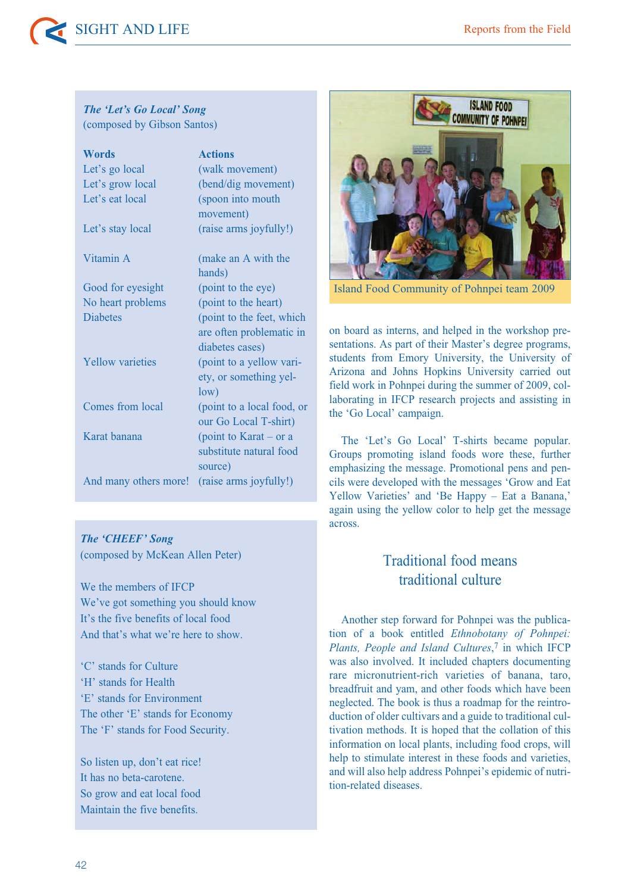### *The 'Let's Go Local' Song*

(composed by Gibson Santos)

| Words | Actions |
| --- | --- |
| Let's go local | (walk movement) |
| Let's grow local | (bend/dig movement) |
| Let's eat local | (spoon into mouth movement) |
| Let's stay local | (raise arms joyfully!) |
| Vitamin A | (make an A with the hands) |
| Good for eyesight | (point to the eye) |
| No heart problems | (point to the heart) |
| Diabetes | (point to the feet, which are often problematic in diabetes cases) |
| Yellow varieties | (point to a yellow variety, or something yellow) |
| Comes from local | (point to a local food, or our Go Local T-shirt) |
| Karat banana | (point to Karat – or a substitute natural food source) |
| And many others more! | (raise arms joyfully!) |

### *The 'CHEEF' Song*

(composed by McKean Allen Peter)

We the members of IFCP
We've got something you should know
It's the five benefits of local food
And that's what we're here to show.

'C' stands for Culture
'H' stands for Health
'E' stands for Environment
The other 'E' stands for Economy
The 'F' stands for Food Security.

So listen up, don't eat rice!
It has no beta-carotene.
So grow and eat local food
Maintain the five benefits.

Island Food Community of Pohnpei team 2009

on board as interns, and helped in the workshop presentations. As part of their Master's degree programs, students from Emory University, the University of Arizona and Johns Hopkins University carried out field work in Pohnpei during the summer of 2009, collaborating in IFCP research projects and assisting in the 'Go Local' campaign.

The 'Let's Go Local' T-shirts became popular. Groups promoting island foods wore these, further emphasizing the message. Promotional pens and pencils were developed with the messages 'Grow and Eat Yellow Varieties' and 'Be Happy – Eat a Banana,' again using the yellow color to help get the message across.

## Traditional food means traditional culture

Another step forward for Pohnpei was the publication of a book entitled *Ethnobotany of Pohnpei: Plants, People and Island Cultures*,[7] in which IFCP was also involved. It included chapters documenting rare micronutrient-rich varieties of banana, taro, breadfruit and yam, and other foods which have been neglected. The book is thus a roadmap for the reintroduction of older cultivars and a guide to traditional cultivation methods. It is hoped that the collation of this information on local plants, including food crops, will help to stimulate interest in these foods and varieties, and will also help address Pohnpei's epidemic of nutrition-related diseases.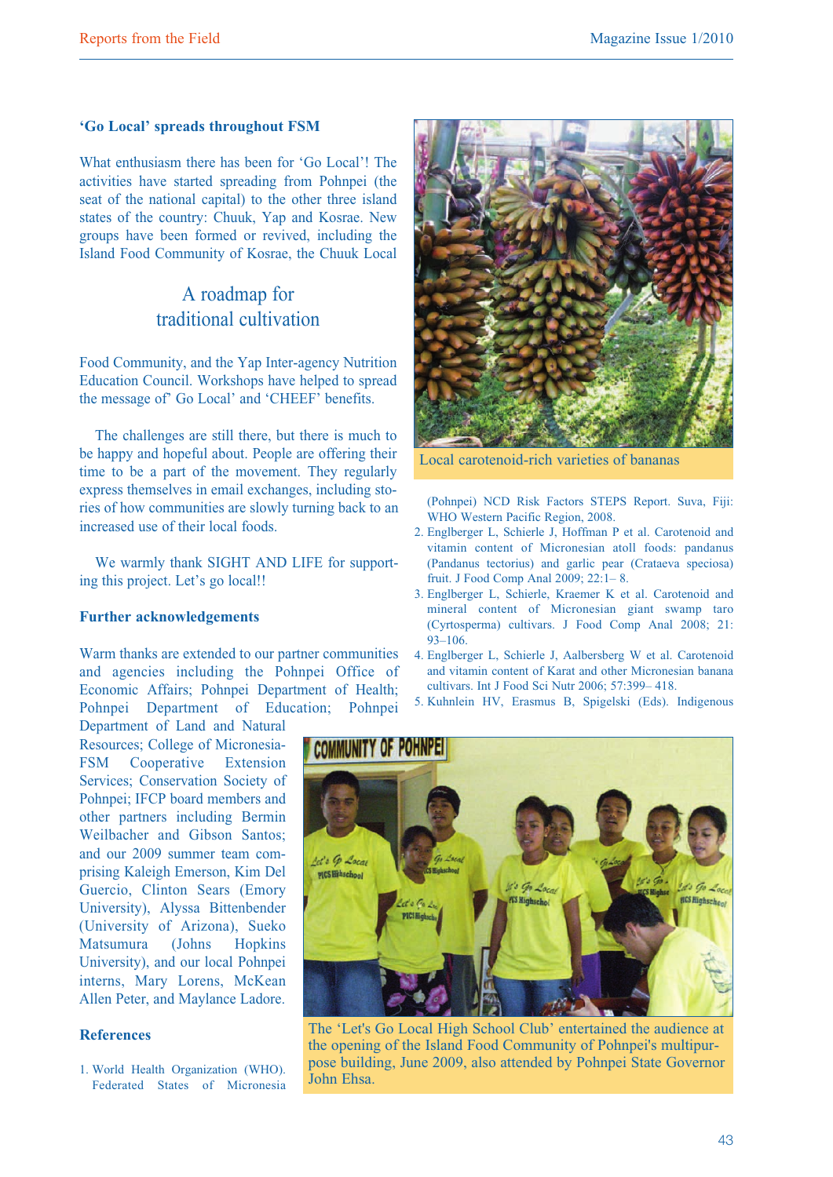### 'Go Local' spreads throughout FSM

What enthusiasm there has been for 'Go Local'! The activities have started spreading from Pohnpei (the seat of the national capital) to the other three island states of the country: Chuuk, Yap and Kosrae. New groups have been formed or revived, including the Island Food Community of Kosrae, the Chuuk Local Food Community, and the Yap Inter-agency Nutrition Education Council. Workshops have helped to spread the message of' Go Local' and 'CHEEF' benefits.

## A roadmap for traditional cultivation

The challenges are still there, but there is much to be happy and hopeful about. People are offering their time to be a part of the movement. They regularly express themselves in email exchanges, including stories of how communities are slowly turning back to an increased use of their local foods.

We warmly thank SIGHT AND LIFE for supporting this project. Let's go local!!

### Further acknowledgements

Warm thanks are extended to our partner communities and agencies including the Pohnpei Office of Economic Affairs; Pohnpei Department of Health; Pohnpei Department of Education; Pohnpei Department of Land and Natural Resources; College of Micronesia-FSM Cooperative Extension Services; Conservation Society of Pohnpei; IFCP board members and other partners including Bermin Weilbacher and Gibson Santos; and our 2009 summer team comprising Kaleigh Emerson, Kim Del Guercio, Clinton Sears (Emory University), Alyssa Bittenbender (University of Arizona), Sueko Matsumura (Johns Hopkins University), and our local Pohnpei interns, Mary Lorens, McKean Allen Peter, and Maylance Ladore.

Local carotenoid-rich varieties of bananas

The 'Let's Go Local High School Club' entertained the audience at the opening of the Island Food Community of Pohnpei's multipurpose building, June 2009, also attended by Pohnpei State Governor John Ehsa.

### References

1. World Health Organization (WHO). Federated States of Micronesia (Pohnpei) NCD Risk Factors STEPS Report. Suva, Fiji: WHO Western Pacific Region, 2008.
2. Englberger L, Schierle J, Hoffman P et al. Carotenoid and vitamin content of Micronesian atoll foods: pandanus (Pandanus tectorius) and garlic pear (Crataeva speciosa) fruit. J Food Comp Anal 2009; 22:1– 8.
3. Englberger L, Schierle, Kraemer K et al. Carotenoid and mineral content of Micronesian giant swamp taro (Cyrtosperma) cultivars. J Food Comp Anal 2008; 21: 93–106.
4. Englberger L, Schierle J, Aalbersberg W et al. Carotenoid and vitamin content of Karat and other Micronesian banana cultivars. Int J Food Sci Nutr 2006; 57:399– 418.
5. Kuhnlein HV, Erasmus B, Spigelski (Eds). Indigenous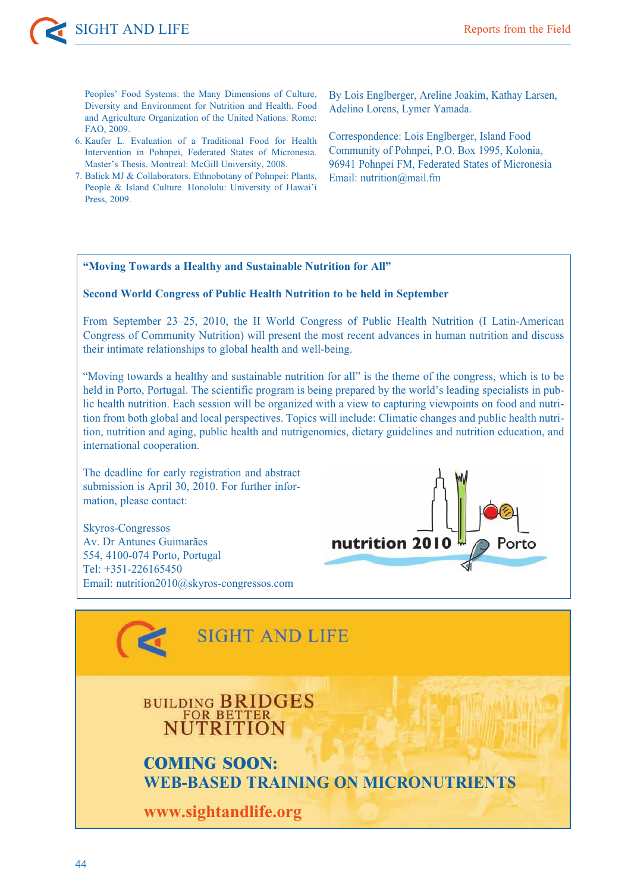Peoples' Food Systems: the Many Dimensions of Culture, Diversity and Environment for Nutrition and Health. Food and Agriculture Organization of the United Nations. Rome: FAO, 2009.

6. Kaufer L. Evaluation of a Traditional Food for Health Intervention in Pohnpei, Federated States of Micronesia. Master's Thesis. Montreal: McGill University, 2008.
7. Balick MJ & Collaborators. Ethnobotany of Pohnpei: Plants, People & Island Culture. Honolulu: University of Hawai'i Press, 2009.

By Lois Englberger, Areline Joakim, Kathay Larsen, Adelino Lorens, Lymer Yamada.

Correspondence: Lois Englberger, Island Food Community of Pohnpei, P.O. Box 1995, Kolonia, 96941 Pohnpei FM, Federated States of Micronesia
Email: nutrition@mail.fm

**"Moving Towards a Healthy and Sustainable Nutrition for All"**

**Second World Congress of Public Health Nutrition to be held in September**

From September 23–25, 2010, the II World Congress of Public Health Nutrition (I Latin-American Congress of Community Nutrition) will present the most recent advances in human nutrition and discuss their intimate relationships to global health and well-being.

"Moving towards a healthy and sustainable nutrition for all" is the theme of the congress, which is to be held in Porto, Portugal. The scientific program is being prepared by the world's leading specialists in public health nutrition. Each session will be organized with a view to capturing viewpoints on food and nutrition from both global and local perspectives. Topics will include: Climatic changes and public health nutrition, nutrition and aging, public health and nutrigenomics, dietary guidelines and nutrition education, and international cooperation.

The deadline for early registration and abstract submission is April 30, 2010. For further information, please contact:

Skyros-Congressos
Av. Dr Antunes Guimarães
554, 4100-074 Porto, Portugal
Tel: +351-226165450
Email: nutrition2010@skyros-congressos.com

nutrition 2010 Porto

SIGHT AND LIFE

BUILDING BRIDGES FOR BETTER NUTRITION

**COMING SOON:**
**WEB-BASED TRAINING ON MICRONUTRIENTS**

**www.sightandlife.org**